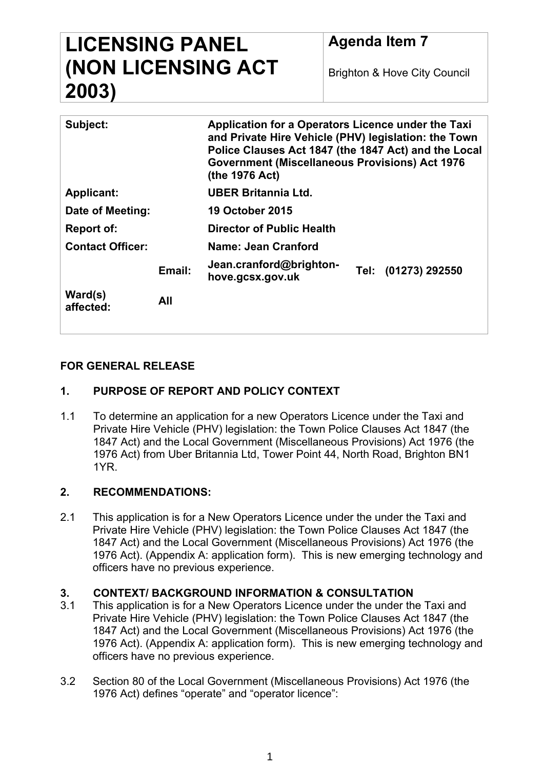| **LICENSING PANEL (NON LICENSING ACT 2003)** | **Agenda Item 7**<br><br>Brighton & Hove City Council |
|---|---|

| | | | |
|---|---|---|---|
| **Subject:** | | **Application for a Operators Licence under the Taxi and Private Hire Vehicle (PHV) legislation: the Town Police Clauses Act 1847 (the 1847 Act) and the Local Government (Miscellaneous Provisions) Act 1976 (the 1976 Act)** | |
| **Applicant:** | | **UBER Britannia Ltd.** | |
| **Date of Meeting:** | | **19 October 2015** | |
| **Report of:** | | **Director of Public Health** | |
| **Contact Officer:** | | **Name: Jean Cranford** | |
| | **Email:** | **Jean.cranford@brighton-hove.gcsx.gov.uk** | **Tel: (01273) 292550** |
| **Ward(s) affected:** | **All** | | |

**FOR GENERAL RELEASE**

## 1. PURPOSE OF REPORT AND POLICY CONTEXT

1.1 To determine an application for a new Operators Licence under the Taxi and Private Hire Vehicle (PHV) legislation: the Town Police Clauses Act 1847 (the 1847 Act) and the Local Government (Miscellaneous Provisions) Act 1976 (the 1976 Act) from Uber Britannia Ltd, Tower Point 44, North Road, Brighton BN1 1YR.

## 2. RECOMMENDATIONS:

2.1 This application is for a New Operators Licence under the under the Taxi and Private Hire Vehicle (PHV) legislation: the Town Police Clauses Act 1847 (the 1847 Act) and the Local Government (Miscellaneous Provisions) Act 1976 (the 1976 Act). (Appendix A: application form). This is new emerging technology and officers have no previous experience.

## 3. CONTEXT/ BACKGROUND INFORMATION & CONSULTATION

3.1 This application is for a New Operators Licence under the under the Taxi and Private Hire Vehicle (PHV) legislation: the Town Police Clauses Act 1847 (the 1847 Act) and the Local Government (Miscellaneous Provisions) Act 1976 (the 1976 Act). (Appendix A: application form). This is new emerging technology and officers have no previous experience.

3.2 Section 80 of the Local Government (Miscellaneous Provisions) Act 1976 (the 1976 Act) defines "operate" and "operator licence":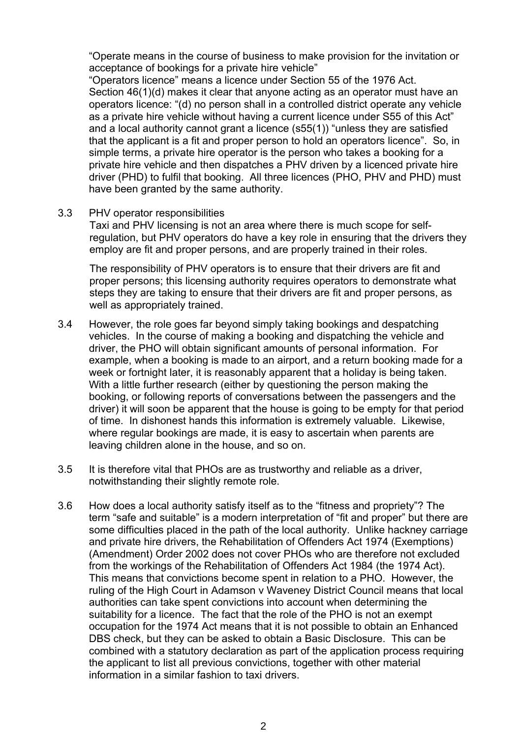"Operate means in the course of business to make provision for the invitation or acceptance of bookings for a private hire vehicle"

"Operators licence" means a licence under Section 55 of the 1976 Act.

Section 46(1)(d) makes it clear that anyone acting as an operator must have an operators licence: "(d) no person shall in a controlled district operate any vehicle as a private hire vehicle without having a current licence under S55 of this Act" and a local authority cannot grant a licence (s55(1)) "unless they are satisfied that the applicant is a fit and proper person to hold an operators licence". So, in simple terms, a private hire operator is the person who takes a booking for a private hire vehicle and then dispatches a PHV driven by a licenced private hire driver (PHD) to fulfil that booking. All three licences (PHO, PHV and PHD) must have been granted by the same authority.

3.3 PHV operator responsibilities

Taxi and PHV licensing is not an area where there is much scope for self-regulation, but PHV operators do have a key role in ensuring that the drivers they employ are fit and proper persons, and are properly trained in their roles.

The responsibility of PHV operators is to ensure that their drivers are fit and proper persons; this licensing authority requires operators to demonstrate what steps they are taking to ensure that their drivers are fit and proper persons, as well as appropriately trained.

3.4 However, the role goes far beyond simply taking bookings and despatching vehicles. In the course of making a booking and dispatching the vehicle and driver, the PHO will obtain significant amounts of personal information. For example, when a booking is made to an airport, and a return booking made for a week or fortnight later, it is reasonably apparent that a holiday is being taken. With a little further research (either by questioning the person making the booking, or following reports of conversations between the passengers and the driver) it will soon be apparent that the house is going to be empty for that period of time. In dishonest hands this information is extremely valuable. Likewise, where regular bookings are made, it is easy to ascertain when parents are leaving children alone in the house, and so on.

3.5 It is therefore vital that PHOs are as trustworthy and reliable as a driver, notwithstanding their slightly remote role.

3.6 How does a local authority satisfy itself as to the "fitness and propriety"? The term "safe and suitable" is a modern interpretation of "fit and proper" but there are some difficulties placed in the path of the local authority. Unlike hackney carriage and private hire drivers, the Rehabilitation of Offenders Act 1974 (Exemptions) (Amendment) Order 2002 does not cover PHOs who are therefore not excluded from the workings of the Rehabilitation of Offenders Act 1984 (the 1974 Act). This means that convictions become spent in relation to a PHO. However, the ruling of the High Court in Adamson v Waveney District Council means that local authorities can take spent convictions into account when determining the suitability for a licence. The fact that the role of the PHO is not an exempt occupation for the 1974 Act means that it is not possible to obtain an Enhanced DBS check, but they can be asked to obtain a Basic Disclosure. This can be combined with a statutory declaration as part of the application process requiring the applicant to list all previous convictions, together with other material information in a similar fashion to taxi drivers.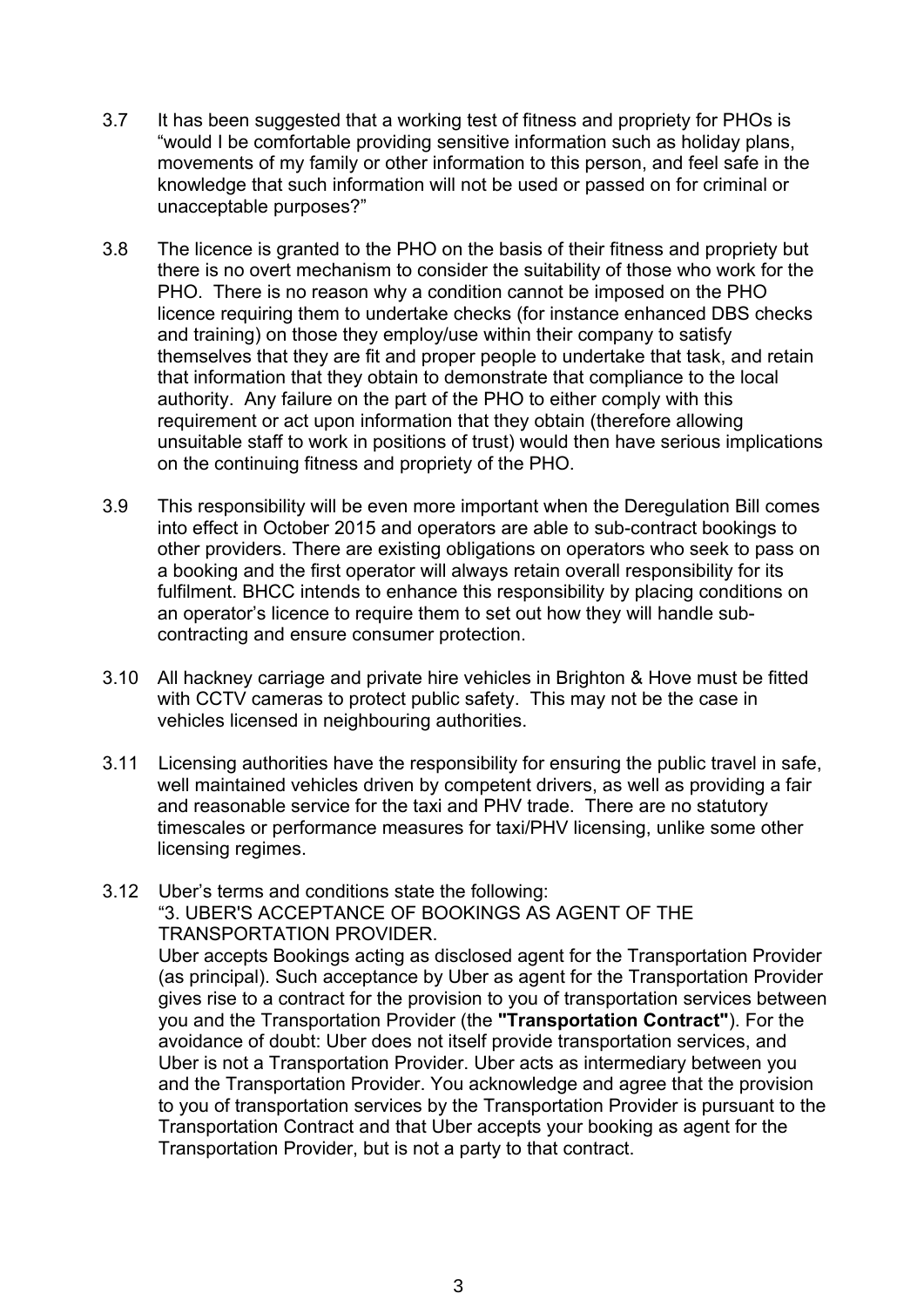3.7 It has been suggested that a working test of fitness and propriety for PHOs is "would I be comfortable providing sensitive information such as holiday plans, movements of my family or other information to this person, and feel safe in the knowledge that such information will not be used or passed on for criminal or unacceptable purposes?"

3.8 The licence is granted to the PHO on the basis of their fitness and propriety but there is no overt mechanism to consider the suitability of those who work for the PHO. There is no reason why a condition cannot be imposed on the PHO licence requiring them to undertake checks (for instance enhanced DBS checks and training) on those they employ/use within their company to satisfy themselves that they are fit and proper people to undertake that task, and retain that information that they obtain to demonstrate that compliance to the local authority. Any failure on the part of the PHO to either comply with this requirement or act upon information that they obtain (therefore allowing unsuitable staff to work in positions of trust) would then have serious implications on the continuing fitness and propriety of the PHO.

3.9 This responsibility will be even more important when the Deregulation Bill comes into effect in October 2015 and operators are able to sub-contract bookings to other providers. There are existing obligations on operators who seek to pass on a booking and the first operator will always retain overall responsibility for its fulfilment. BHCC intends to enhance this responsibility by placing conditions on an operator's licence to require them to set out how they will handle sub-contracting and ensure consumer protection.

3.10 All hackney carriage and private hire vehicles in Brighton & Hove must be fitted with CCTV cameras to protect public safety. This may not be the case in vehicles licensed in neighbouring authorities.

3.11 Licensing authorities have the responsibility for ensuring the public travel in safe, well maintained vehicles driven by competent drivers, as well as providing a fair and reasonable service for the taxi and PHV trade. There are no statutory timescales or performance measures for taxi/PHV licensing, unlike some other licensing regimes.

3.12 Uber's terms and conditions state the following:

"3. UBER'S ACCEPTANCE OF BOOKINGS AS AGENT OF THE TRANSPORTATION PROVIDER.

Uber accepts Bookings acting as disclosed agent for the Transportation Provider (as principal). Such acceptance by Uber as agent for the Transportation Provider gives rise to a contract for the provision to you of transportation services between you and the Transportation Provider (the **"Transportation Contract"**). For the avoidance of doubt: Uber does not itself provide transportation services, and Uber is not a Transportation Provider. Uber acts as intermediary between you and the Transportation Provider. You acknowledge and agree that the provision to you of transportation services by the Transportation Provider is pursuant to the Transportation Contract and that Uber accepts your booking as agent for the Transportation Provider, but is not a party to that contract.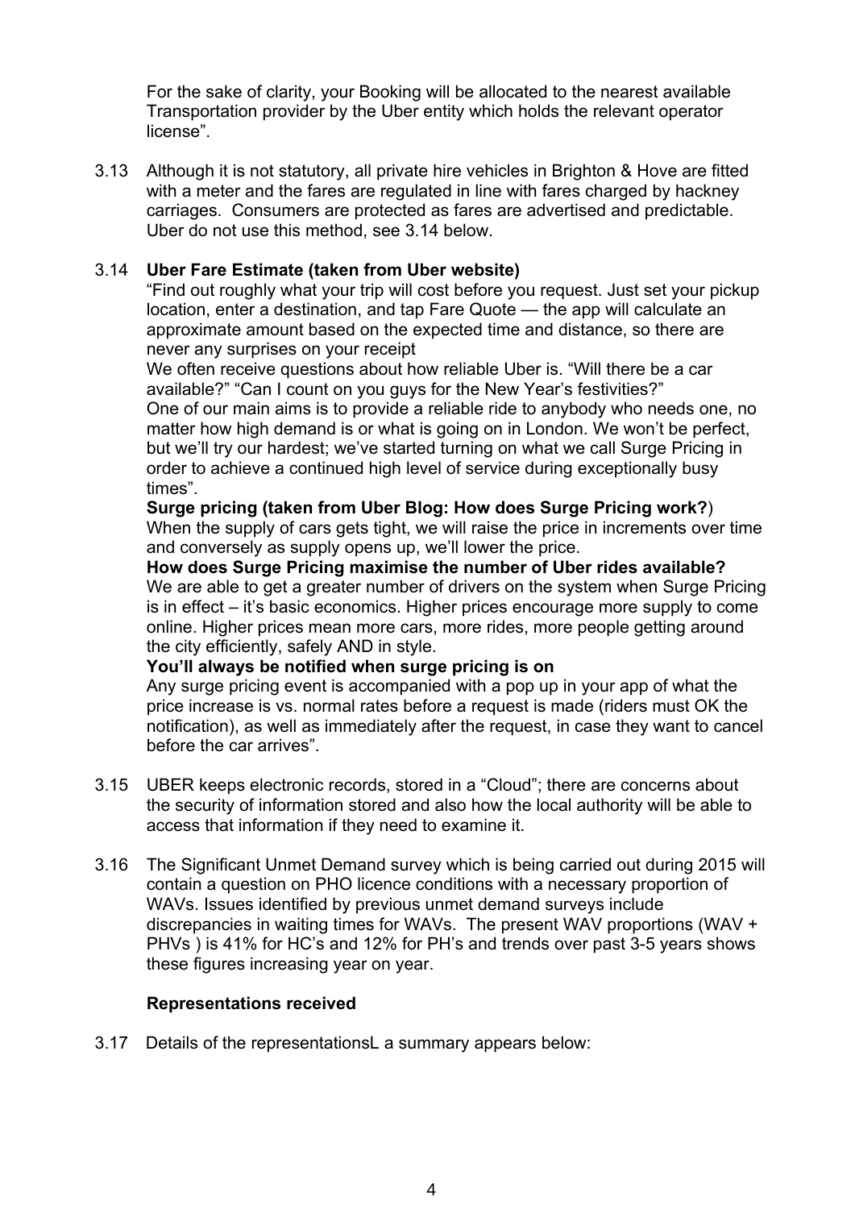For the sake of clarity, your Booking will be allocated to the nearest available Transportation provider by the Uber entity which holds the relevant operator license".

3.13 Although it is not statutory, all private hire vehicles in Brighton & Hove are fitted with a meter and the fares are regulated in line with fares charged by hackney carriages. Consumers are protected as fares are advertised and predictable. Uber do not use this method, see 3.14 below.

3.14 **Uber Fare Estimate (taken from Uber website)**

"Find out roughly what your trip will cost before you request. Just set your pickup location, enter a destination, and tap Fare Quote — the app will calculate an approximate amount based on the expected time and distance, so there are never any surprises on your receipt

We often receive questions about how reliable Uber is. "Will there be a car available?" "Can I count on you guys for the New Year's festivities?"

One of our main aims is to provide a reliable ride to anybody who needs one, no matter how high demand is or what is going on in London. We won't be perfect, but we'll try our hardest; we've started turning on what we call Surge Pricing in order to achieve a continued high level of service during exceptionally busy times".

**Surge pricing (taken from Uber Blog: How does Surge Pricing work?**)

When the supply of cars gets tight, we will raise the price in increments over time and conversely as supply opens up, we'll lower the price.

**How does Surge Pricing maximise the number of Uber rides available?**

We are able to get a greater number of drivers on the system when Surge Pricing is in effect – it's basic economics. Higher prices encourage more supply to come online. Higher prices mean more cars, more rides, more people getting around the city efficiently, safely AND in style.

**You'll always be notified when surge pricing is on**

Any surge pricing event is accompanied with a pop up in your app of what the price increase is vs. normal rates before a request is made (riders must OK the notification), as well as immediately after the request, in case they want to cancel before the car arrives".

3.15 UBER keeps electronic records, stored in a "Cloud"; there are concerns about the security of information stored and also how the local authority will be able to access that information if they need to examine it.

3.16 The Significant Unmet Demand survey which is being carried out during 2015 will contain a question on PHO licence conditions with a necessary proportion of WAVs. Issues identified by previous unmet demand surveys include discrepancies in waiting times for WAVs. The present WAV proportions (WAV + PHVs ) is 41% for HC's and 12% for PH's and trends over past 3-5 years shows these figures increasing year on year.

**Representations received**

3.17 Details of the representationsL a summary appears below: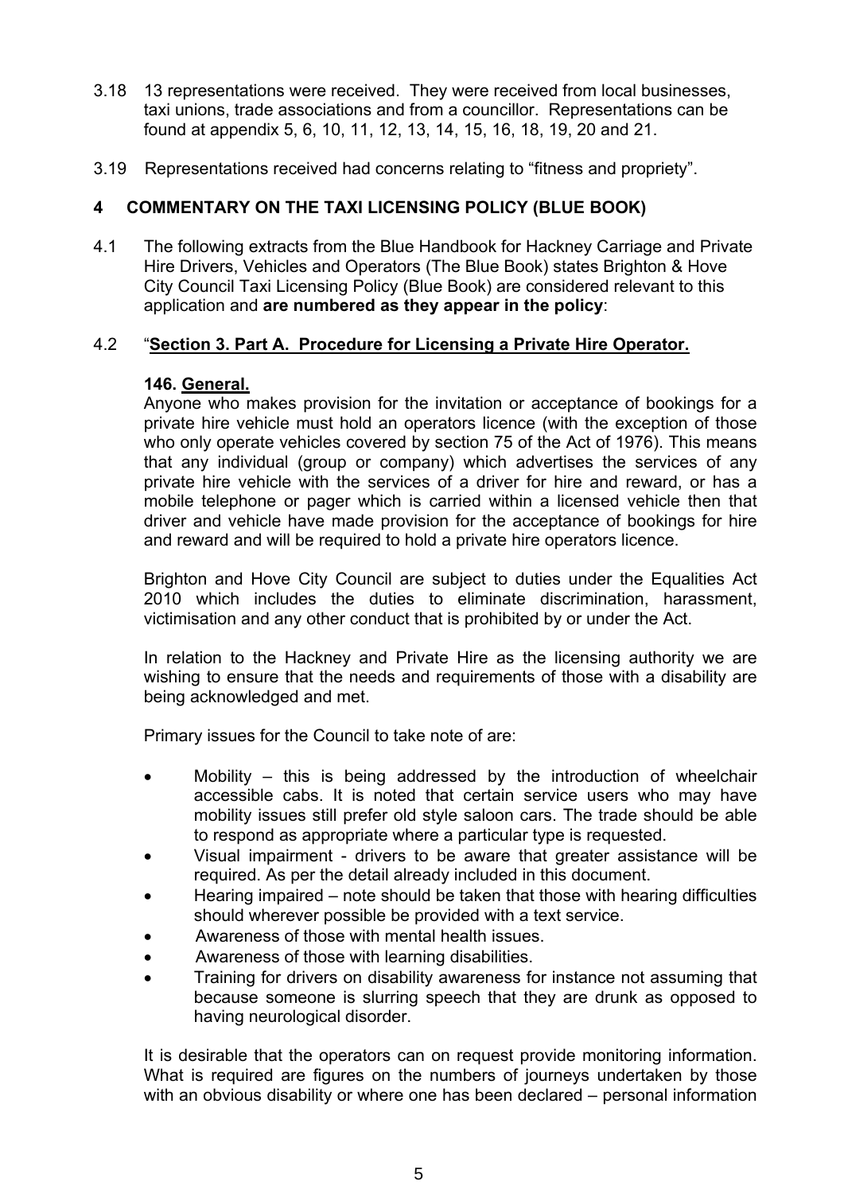3.18 13 representations were received. They were received from local businesses, taxi unions, trade associations and from a councillor. Representations can be found at appendix 5, 6, 10, 11, 12, 13, 14, 15, 16, 18, 19, 20 and 21.

3.19 Representations received had concerns relating to "fitness and propriety".

## 4 COMMENTARY ON THE TAXI LICENSING POLICY (BLUE BOOK)

4.1 The following extracts from the Blue Handbook for Hackney Carriage and Private Hire Drivers, Vehicles and Operators (The Blue Book) states Brighton & Hove City Council Taxi Licensing Policy (Blue Book) are considered relevant to this application and **are numbered as they appear in the policy**:

4.2 "**Section 3. Part A. Procedure for Licensing a Private Hire Operator.**

**146. General.**

Anyone who makes provision for the invitation or acceptance of bookings for a private hire vehicle must hold an operators licence (with the exception of those who only operate vehicles covered by section 75 of the Act of 1976). This means that any individual (group or company) which advertises the services of any private hire vehicle with the services of a driver for hire and reward, or has a mobile telephone or pager which is carried within a licensed vehicle then that driver and vehicle have made provision for the acceptance of bookings for hire and reward and will be required to hold a private hire operators licence.

Brighton and Hove City Council are subject to duties under the Equalities Act 2010 which includes the duties to eliminate discrimination, harassment, victimisation and any other conduct that is prohibited by or under the Act.

In relation to the Hackney and Private Hire as the licensing authority we are wishing to ensure that the needs and requirements of those with a disability are being acknowledged and met.

Primary issues for the Council to take note of are:

- Mobility – this is being addressed by the introduction of wheelchair accessible cabs. It is noted that certain service users who may have mobility issues still prefer old style saloon cars. The trade should be able to respond as appropriate where a particular type is requested.
- Visual impairment - drivers to be aware that greater assistance will be required. As per the detail already included in this document.
- Hearing impaired – note should be taken that those with hearing difficulties should wherever possible be provided with a text service.
- Awareness of those with mental health issues.
- Awareness of those with learning disabilities.
- Training for drivers on disability awareness for instance not assuming that because someone is slurring speech that they are drunk as opposed to having neurological disorder.

It is desirable that the operators can on request provide monitoring information. What is required are figures on the numbers of journeys undertaken by those with an obvious disability or where one has been declared – personal information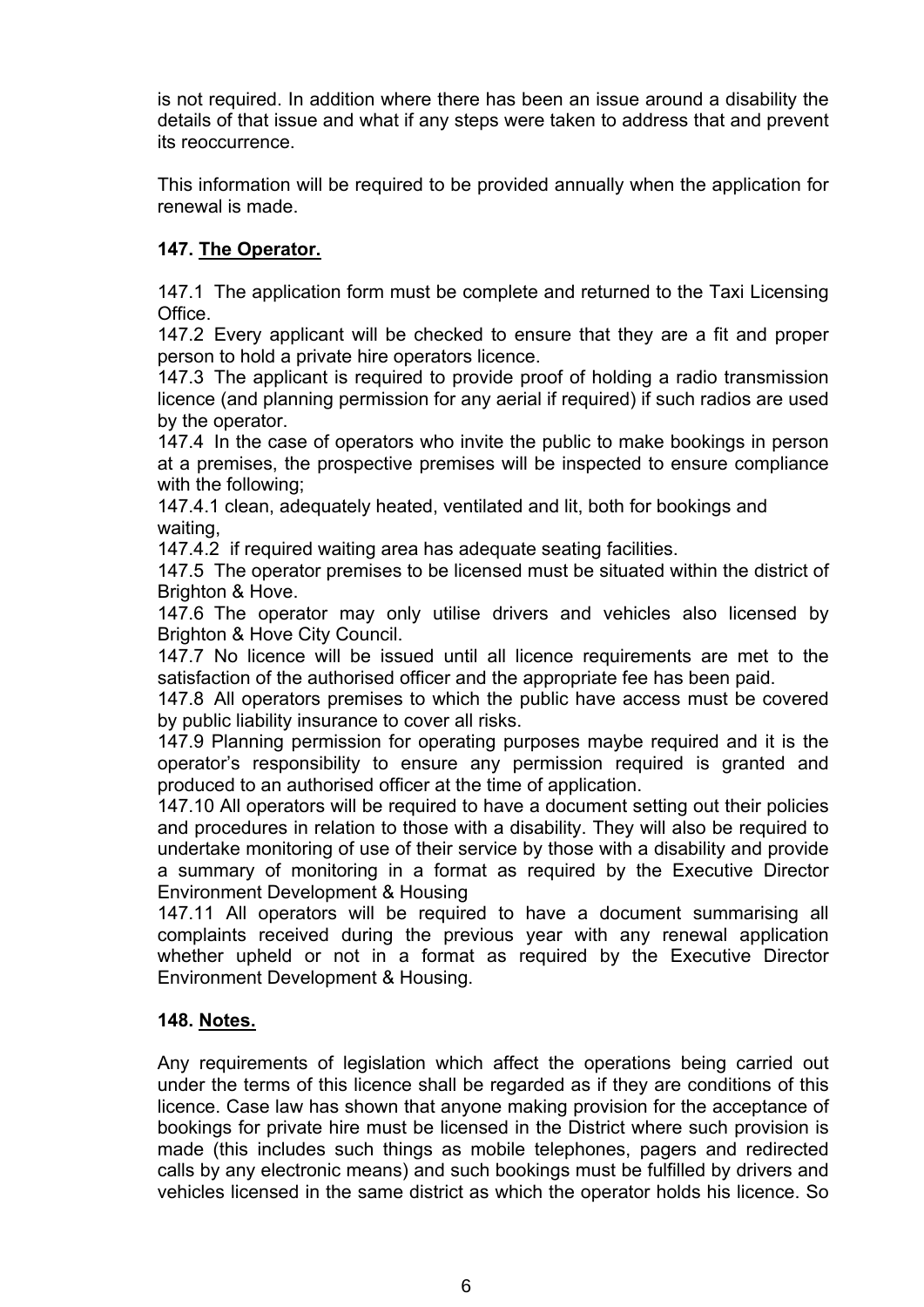is not required. In addition where there has been an issue around a disability the details of that issue and what if any steps were taken to address that and prevent its reoccurrence.

This information will be required to be provided annually when the application for renewal is made.

### 147. The Operator.

147.1 The application form must be complete and returned to the Taxi Licensing Office.
147.2 Every applicant will be checked to ensure that they are a fit and proper person to hold a private hire operators licence.
147.3 The applicant is required to provide proof of holding a radio transmission licence (and planning permission for any aerial if required) if such radios are used by the operator.
147.4 In the case of operators who invite the public to make bookings in person at a premises, the prospective premises will be inspected to ensure compliance with the following;
147.4.1 clean, adequately heated, ventilated and lit, both for bookings and waiting,
147.4.2 if required waiting area has adequate seating facilities.
147.5 The operator premises to be licensed must be situated within the district of Brighton & Hove.
147.6 The operator may only utilise drivers and vehicles also licensed by Brighton & Hove City Council.
147.7 No licence will be issued until all licence requirements are met to the satisfaction of the authorised officer and the appropriate fee has been paid.
147.8 All operators premises to which the public have access must be covered by public liability insurance to cover all risks.
147.9 Planning permission for operating purposes maybe required and it is the operator's responsibility to ensure any permission required is granted and produced to an authorised officer at the time of application.
147.10 All operators will be required to have a document setting out their policies and procedures in relation to those with a disability. They will also be required to undertake monitoring of use of their service by those with a disability and provide a summary of monitoring in a format as required by the Executive Director Environment Development & Housing
147.11 All operators will be required to have a document summarising all complaints received during the previous year with any renewal application whether upheld or not in a format as required by the Executive Director Environment Development & Housing.

### 148. Notes.

Any requirements of legislation which affect the operations being carried out under the terms of this licence shall be regarded as if they are conditions of this licence. Case law has shown that anyone making provision for the acceptance of bookings for private hire must be licensed in the District where such provision is made (this includes such things as mobile telephones, pagers and redirected calls by any electronic means) and such bookings must be fulfilled by drivers and vehicles licensed in the same district as which the operator holds his licence. So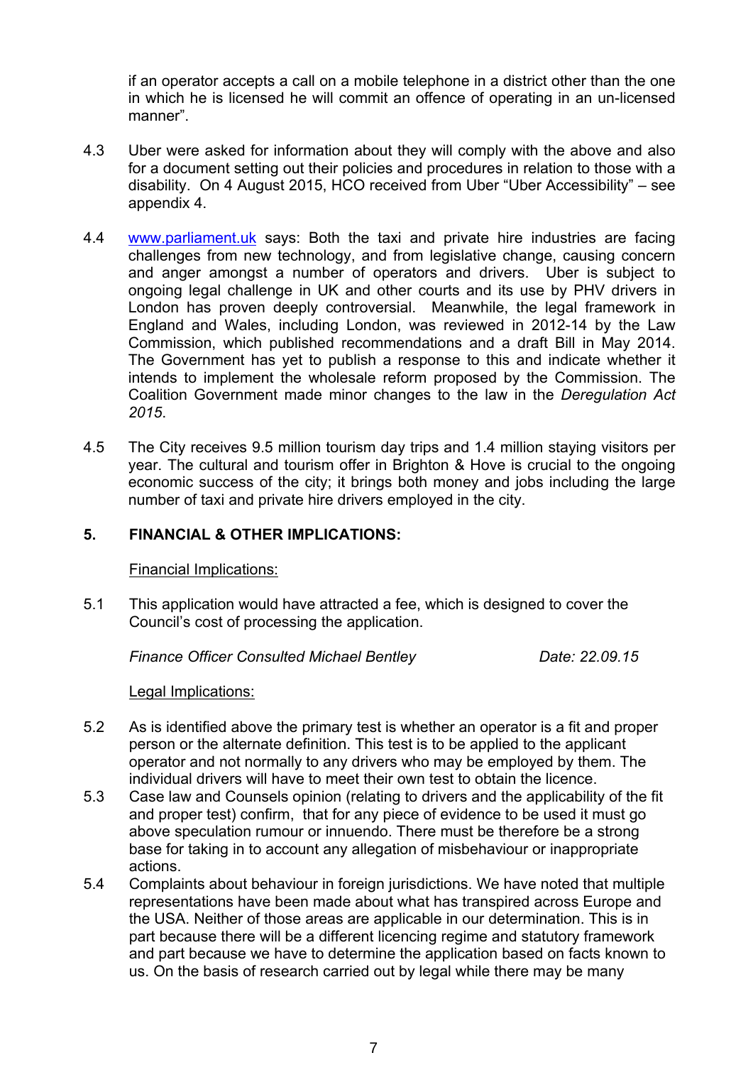if an operator accepts a call on a mobile telephone in a district other than the one in which he is licensed he will commit an offence of operating in an un-licensed manner".

4.3 Uber were asked for information about they will comply with the above and also for a document setting out their policies and procedures in relation to those with a disability. On 4 August 2015, HCO received from Uber "Uber Accessibility" – see appendix 4.

4.4 www.parliament.uk says: Both the taxi and private hire industries are facing challenges from new technology, and from legislative change, causing concern and anger amongst a number of operators and drivers. Uber is subject to ongoing legal challenge in UK and other courts and its use by PHV drivers in London has proven deeply controversial. Meanwhile, the legal framework in England and Wales, including London, was reviewed in 2012-14 by the Law Commission, which published recommendations and a draft Bill in May 2014. The Government has yet to publish a response to this and indicate whether it intends to implement the wholesale reform proposed by the Commission. The Coalition Government made minor changes to the law in the *Deregulation Act 2015*.

4.5 The City receives 9.5 million tourism day trips and 1.4 million staying visitors per year. The cultural and tourism offer in Brighton & Hove is crucial to the ongoing economic success of the city; it brings both money and jobs including the large number of taxi and private hire drivers employed in the city.

## 5. FINANCIAL & OTHER IMPLICATIONS:

Financial Implications:

5.1 This application would have attracted a fee, which is designed to cover the Council's cost of processing the application.

*Finance Officer Consulted Michael Bentley* *Date: 22.09.15*

Legal Implications:

5.2 As is identified above the primary test is whether an operator is a fit and proper person or the alternate definition. This test is to be applied to the applicant operator and not normally to any drivers who may be employed by them. The individual drivers will have to meet their own test to obtain the licence.

5.3 Case law and Counsels opinion (relating to drivers and the applicability of the fit and proper test) confirm, that for any piece of evidence to be used it must go above speculation rumour or innuendo. There must be therefore be a strong base for taking in to account any allegation of misbehaviour or inappropriate actions.

5.4 Complaints about behaviour in foreign jurisdictions. We have noted that multiple representations have been made about what has transpired across Europe and the USA. Neither of those areas are applicable in our determination. This is in part because there will be a different licencing regime and statutory framework and part because we have to determine the application based on facts known to us. On the basis of research carried out by legal while there may be many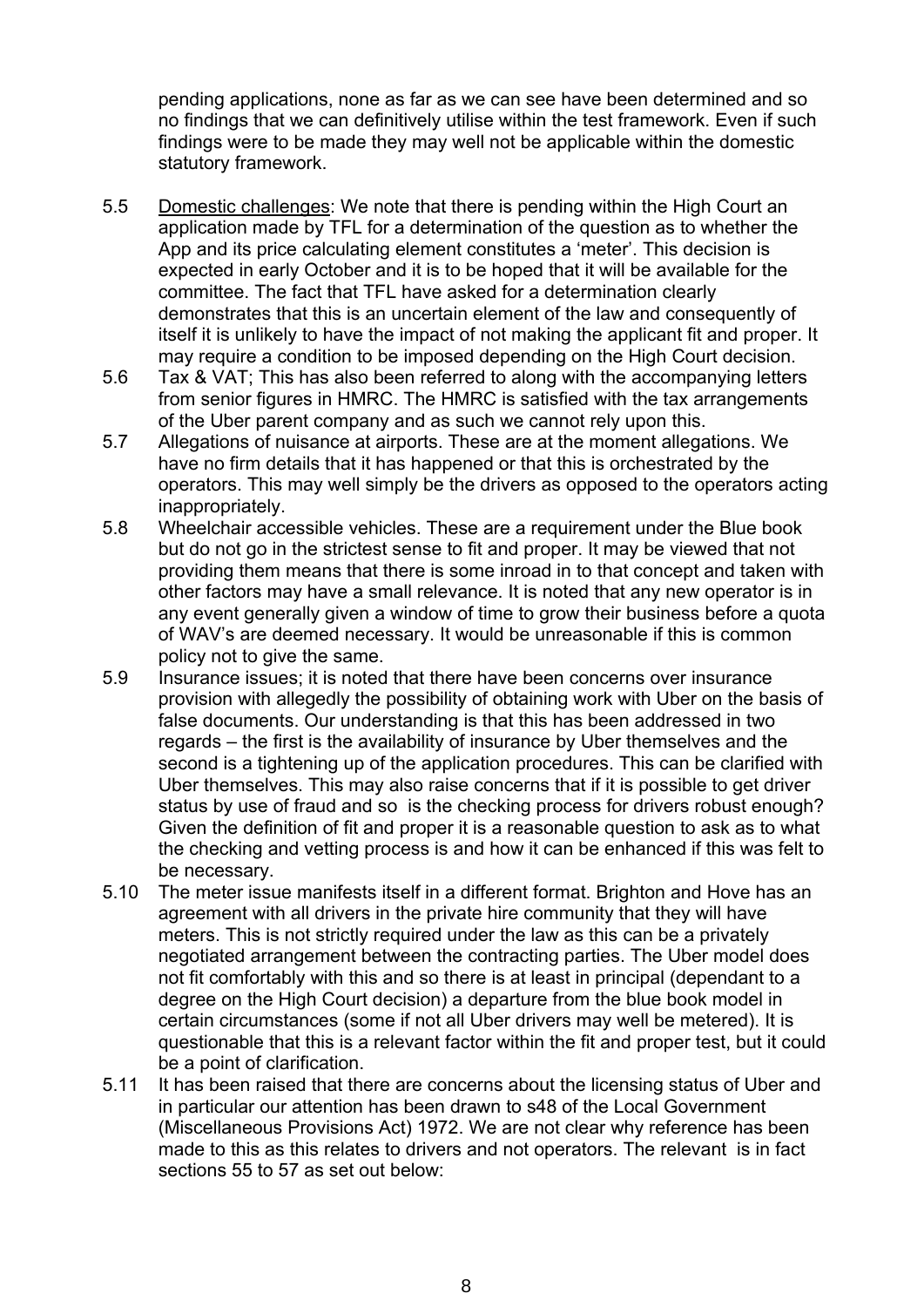pending applications, none as far as we can see have been determined and so no findings that we can definitively utilise within the test framework. Even if such findings were to be made they may well not be applicable within the domestic statutory framework.

5.5 Domestic challenges: We note that there is pending within the High Court an application made by TFL for a determination of the question as to whether the App and its price calculating element constitutes a 'meter'. This decision is expected in early October and it is to be hoped that it will be available for the committee. The fact that TFL have asked for a determination clearly demonstrates that this is an uncertain element of the law and consequently of itself it is unlikely to have the impact of not making the applicant fit and proper. It may require a condition to be imposed depending on the High Court decision.

5.6 Tax & VAT; This has also been referred to along with the accompanying letters from senior figures in HMRC. The HMRC is satisfied with the tax arrangements of the Uber parent company and as such we cannot rely upon this.

5.7 Allegations of nuisance at airports. These are at the moment allegations. We have no firm details that it has happened or that this is orchestrated by the operators. This may well simply be the drivers as opposed to the operators acting inappropriately.

5.8 Wheelchair accessible vehicles. These are a requirement under the Blue book but do not go in the strictest sense to fit and proper. It may be viewed that not providing them means that there is some inroad in to that concept and taken with other factors may have a small relevance. It is noted that any new operator is in any event generally given a window of time to grow their business before a quota of WAV's are deemed necessary. It would be unreasonable if this is common policy not to give the same.

5.9 Insurance issues; it is noted that there have been concerns over insurance provision with allegedly the possibility of obtaining work with Uber on the basis of false documents. Our understanding is that this has been addressed in two regards – the first is the availability of insurance by Uber themselves and the second is a tightening up of the application procedures. This can be clarified with Uber themselves. This may also raise concerns that if it is possible to get driver status by use of fraud and so is the checking process for drivers robust enough? Given the definition of fit and proper it is a reasonable question to ask as to what the checking and vetting process is and how it can be enhanced if this was felt to be necessary.

5.10 The meter issue manifests itself in a different format. Brighton and Hove has an agreement with all drivers in the private hire community that they will have meters. This is not strictly required under the law as this can be a privately negotiated arrangement between the contracting parties. The Uber model does not fit comfortably with this and so there is at least in principal (dependant to a degree on the High Court decision) a departure from the blue book model in certain circumstances (some if not all Uber drivers may well be metered). It is questionable that this is a relevant factor within the fit and proper test, but it could be a point of clarification.

5.11 It has been raised that there are concerns about the licensing status of Uber and in particular our attention has been drawn to s48 of the Local Government (Miscellaneous Provisions Act) 1972. We are not clear why reference has been made to this as this relates to drivers and not operators. The relevant is in fact sections 55 to 57 as set out below: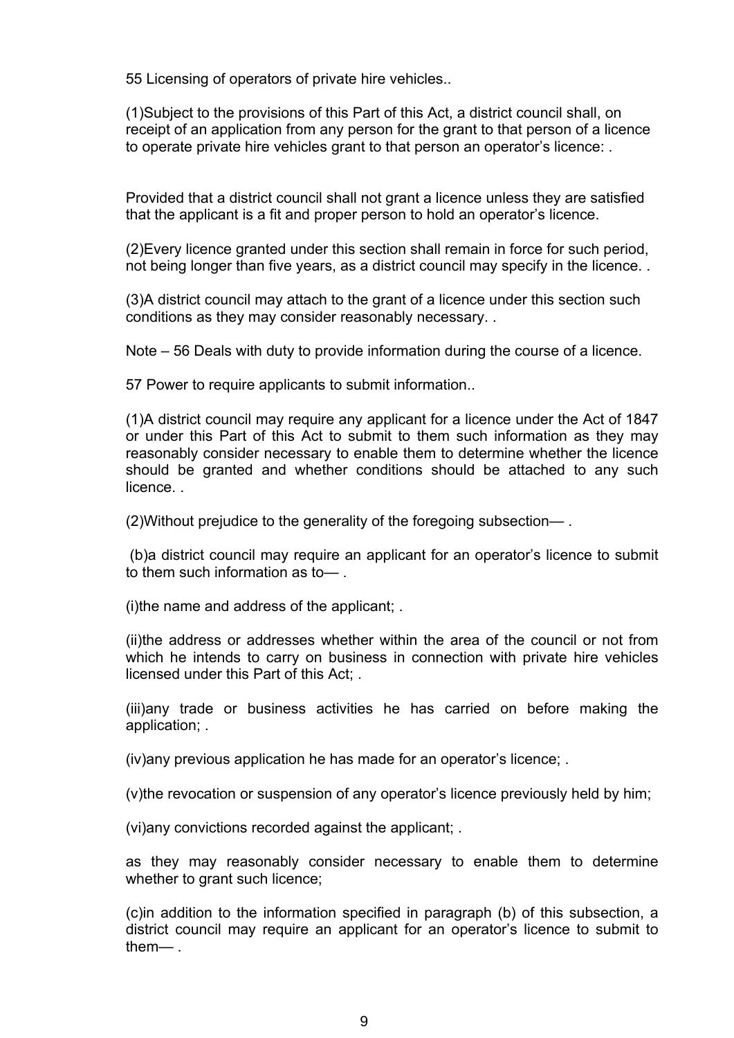55 Licensing of operators of private hire vehicles..

(1)Subject to the provisions of this Part of this Act, a district council shall, on receipt of an application from any person for the grant to that person of a licence to operate private hire vehicles grant to that person an operator's licence: .

Provided that a district council shall not grant a licence unless they are satisfied that the applicant is a fit and proper person to hold an operator's licence.

(2)Every licence granted under this section shall remain in force for such period, not being longer than five years, as a district council may specify in the licence. .

(3)A district council may attach to the grant of a licence under this section such conditions as they may consider reasonably necessary. .

Note – 56 Deals with duty to provide information during the course of a licence.

57 Power to require applicants to submit information..

(1)A district council may require any applicant for a licence under the Act of 1847 or under this Part of this Act to submit to them such information as they may reasonably consider necessary to enable them to determine whether the licence should be granted and whether conditions should be attached to any such licence. .

(2)Without prejudice to the generality of the foregoing subsection— .

(b)a district council may require an applicant for an operator's licence to submit to them such information as to— .

(i)the name and address of the applicant; .

(ii)the address or addresses whether within the area of the council or not from which he intends to carry on business in connection with private hire vehicles licensed under this Part of this Act; .

(iii)any trade or business activities he has carried on before making the application; .

(iv)any previous application he has made for an operator's licence; .

(v)the revocation or suspension of any operator's licence previously held by him;

(vi)any convictions recorded against the applicant; .

as they may reasonably consider necessary to enable them to determine whether to grant such licence;

(c)in addition to the information specified in paragraph (b) of this subsection, a district council may require an applicant for an operator's licence to submit to them— .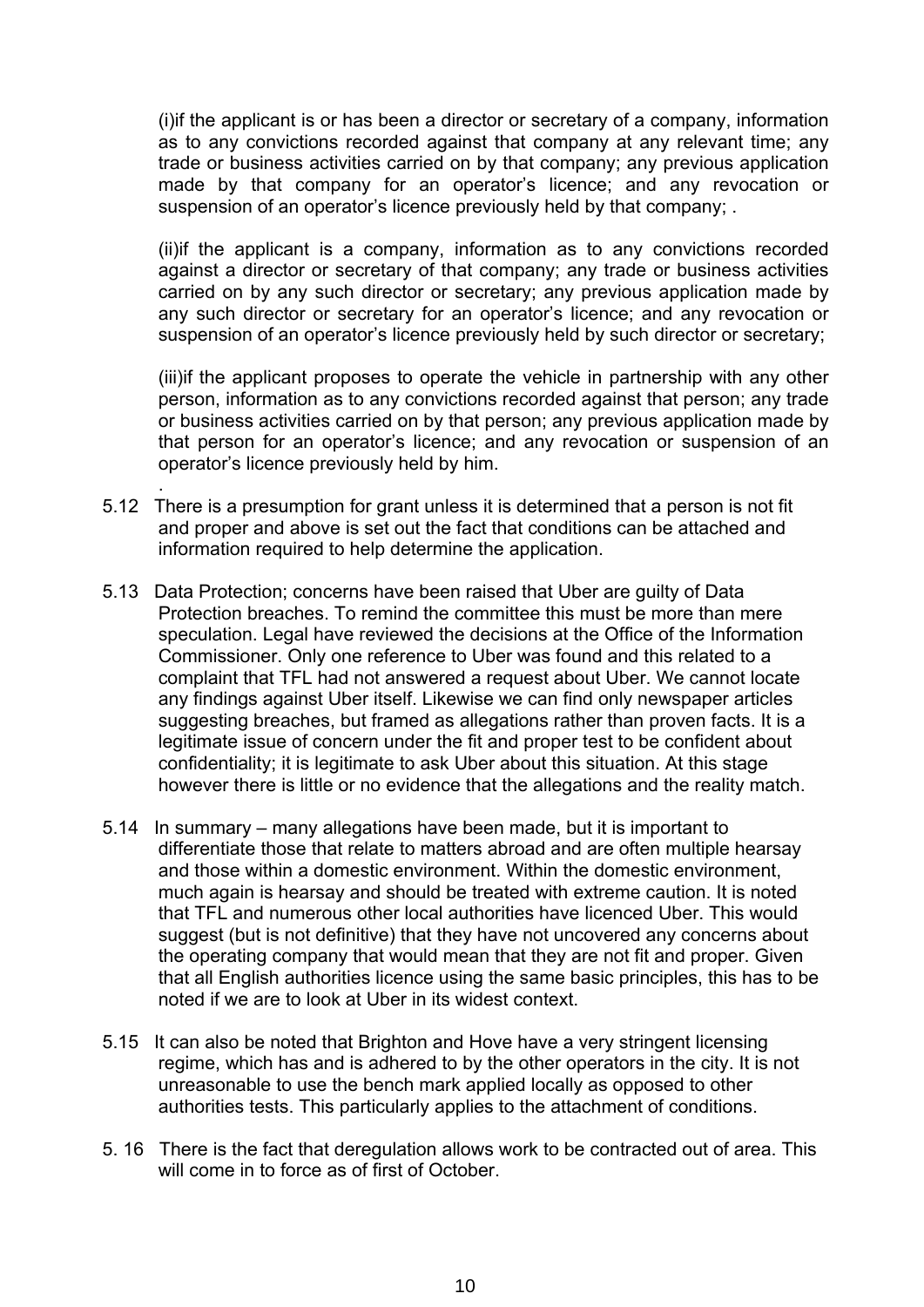(i)if the applicant is or has been a director or secretary of a company, information as to any convictions recorded against that company at any relevant time; any trade or business activities carried on by that company; any previous application made by that company for an operator's licence; and any revocation or suspension of an operator's licence previously held by that company; .

(ii)if the applicant is a company, information as to any convictions recorded against a director or secretary of that company; any trade or business activities carried on by any such director or secretary; any previous application made by any such director or secretary for an operator's licence; and any revocation or suspension of an operator's licence previously held by such director or secretary;

(iii)if the applicant proposes to operate the vehicle in partnership with any other person, information as to any convictions recorded against that person; any trade or business activities carried on by that person; any previous application made by that person for an operator's licence; and any revocation or suspension of an operator's licence previously held by him.

.

5.12 There is a presumption for grant unless it is determined that a person is not fit and proper and above is set out the fact that conditions can be attached and information required to help determine the application.

5.13 Data Protection; concerns have been raised that Uber are guilty of Data Protection breaches. To remind the committee this must be more than mere speculation. Legal have reviewed the decisions at the Office of the Information Commissioner. Only one reference to Uber was found and this related to a complaint that TFL had not answered a request about Uber. We cannot locate any findings against Uber itself. Likewise we can find only newspaper articles suggesting breaches, but framed as allegations rather than proven facts. It is a legitimate issue of concern under the fit and proper test to be confident about confidentiality; it is legitimate to ask Uber about this situation. At this stage however there is little or no evidence that the allegations and the reality match.

5.14 In summary – many allegations have been made, but it is important to differentiate those that relate to matters abroad and are often multiple hearsay and those within a domestic environment. Within the domestic environment, much again is hearsay and should be treated with extreme caution. It is noted that TFL and numerous other local authorities have licenced Uber. This would suggest (but is not definitive) that they have not uncovered any concerns about the operating company that would mean that they are not fit and proper. Given that all English authorities licence using the same basic principles, this has to be noted if we are to look at Uber in its widest context.

5.15 It can also be noted that Brighton and Hove have a very stringent licensing regime, which has and is adhered to by the other operators in the city. It is not unreasonable to use the bench mark applied locally as opposed to other authorities tests. This particularly applies to the attachment of conditions.

5. 16 There is the fact that deregulation allows work to be contracted out of area. This will come in to force as of first of October.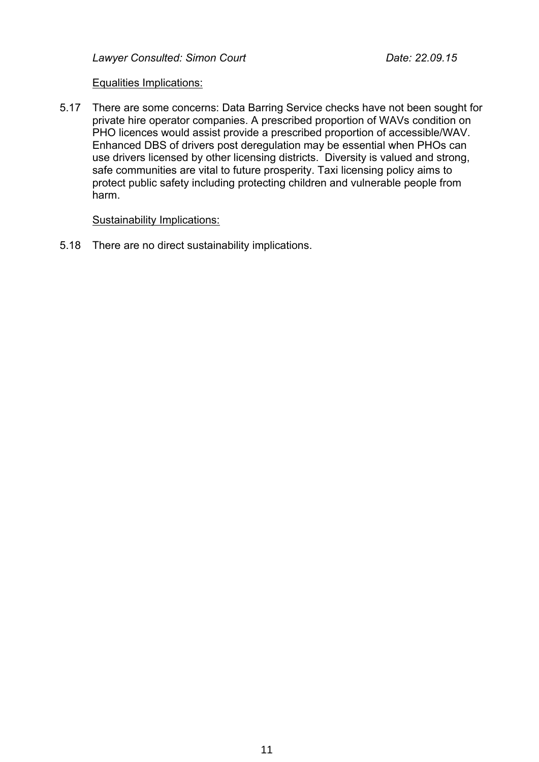*Lawyer Consulted: Simon Court* *Date: 22.09.15*

Equalities Implications:

5.17 There are some concerns: Data Barring Service checks have not been sought for private hire operator companies. A prescribed proportion of WAVs condition on PHO licences would assist provide a prescribed proportion of accessible/WAV. Enhanced DBS of drivers post deregulation may be essential when PHOs can use drivers licensed by other licensing districts. Diversity is valued and strong, safe communities are vital to future prosperity. Taxi licensing policy aims to protect public safety including protecting children and vulnerable people from harm.

Sustainability Implications:

5.18 There are no direct sustainability implications.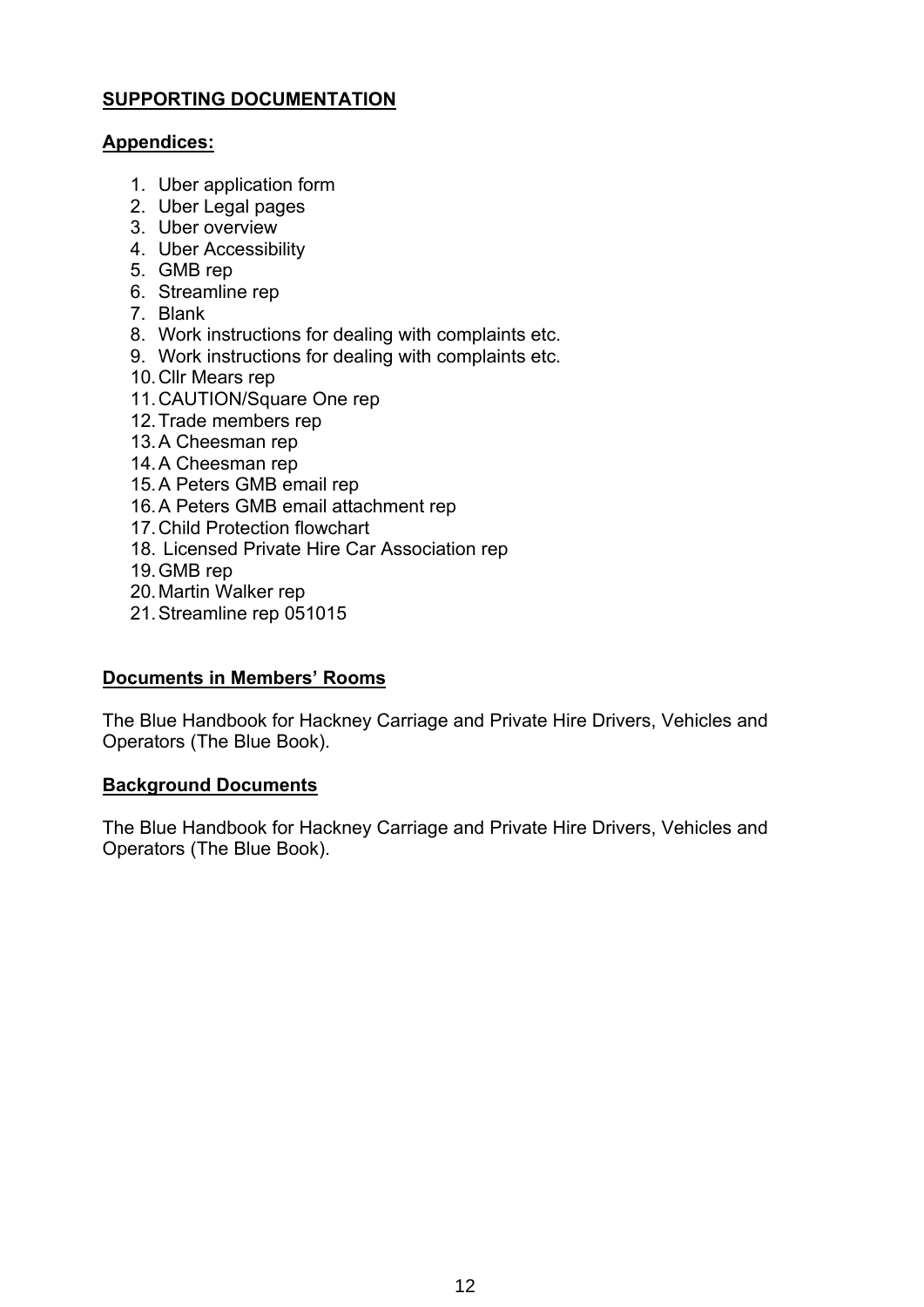**SUPPORTING DOCUMENTATION**

**Appendices:**

1. Uber application form
2. Uber Legal pages
3. Uber overview
4. Uber Accessibility
5. GMB rep
6. Streamline rep
7. Blank
8. Work instructions for dealing with complaints etc.
9. Work instructions for dealing with complaints etc.
10. Cllr Mears rep
11. CAUTION/Square One rep
12. Trade members rep
13. A Cheesman rep
14. A Cheesman rep
15. A Peters GMB email rep
16. A Peters GMB email attachment rep
17. Child Protection flowchart
18. Licensed Private Hire Car Association rep
19. GMB rep
20. Martin Walker rep
21. Streamline rep 051015

**Documents in Members' Rooms**

The Blue Handbook for Hackney Carriage and Private Hire Drivers, Vehicles and Operators (The Blue Book).

**Background Documents**

The Blue Handbook for Hackney Carriage and Private Hire Drivers, Vehicles and Operators (The Blue Book).